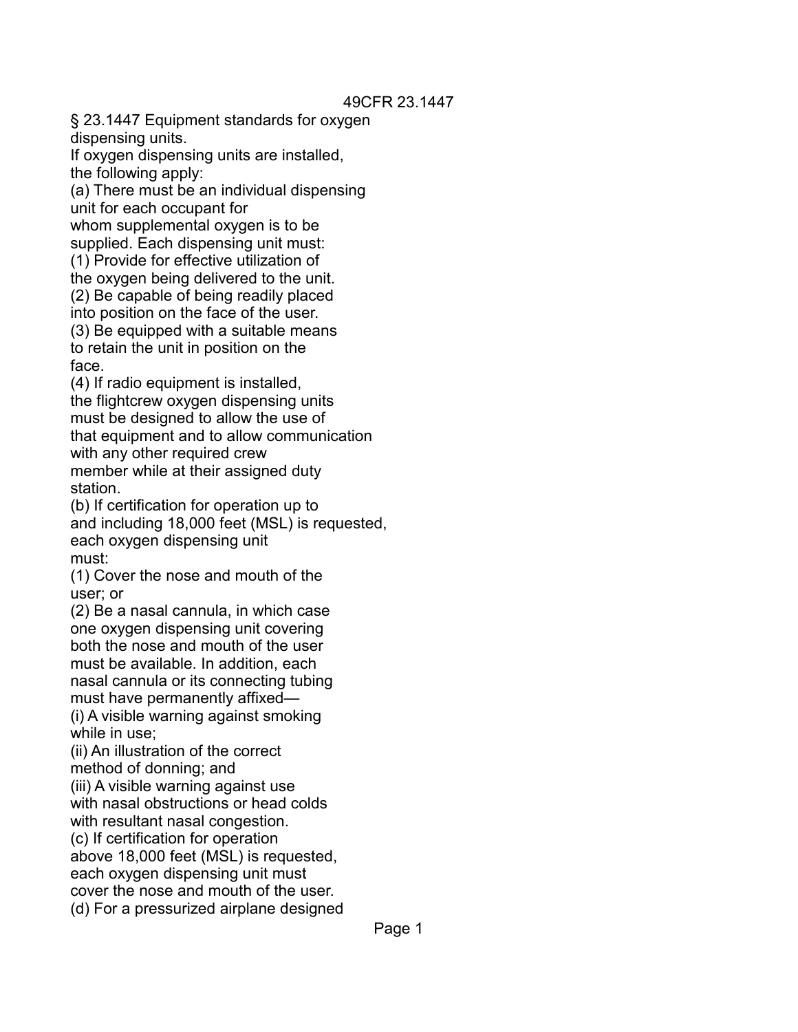49CFR 23.1447

# § 23.1447 Equipment standards for oxygen dispensing units.

If oxygen dispensing units are installed, the following apply:

(a) There must be an individual dispensing unit for each occupant for whom supplemental oxygen is to be supplied. Each dispensing unit must:

(1) Provide for effective utilization of the oxygen being delivered to the unit.

(2) Be capable of being readily placed into position on the face of the user.

(3) Be equipped with a suitable means to retain the unit in position on the face.

(4) If radio equipment is installed, the flightcrew oxygen dispensing units must be designed to allow the use of that equipment and to allow communication with any other required crew member while at their assigned duty station.

(b) If certification for operation up to and including 18,000 feet (MSL) is requested, each oxygen dispensing unit must:

(1) Cover the nose and mouth of the user; or

(2) Be a nasal cannula, in which case one oxygen dispensing unit covering both the nose and mouth of the user must be available. In addition, each nasal cannula or its connecting tubing must have permanently affixed—

(i) A visible warning against smoking while in use;

(ii) An illustration of the correct method of donning; and

(iii) A visible warning against use with nasal obstructions or head colds with resultant nasal congestion.

(c) If certification for operation above 18,000 feet (MSL) is requested, each oxygen dispensing unit must cover the nose and mouth of the user.

(d) For a pressurized airplane designed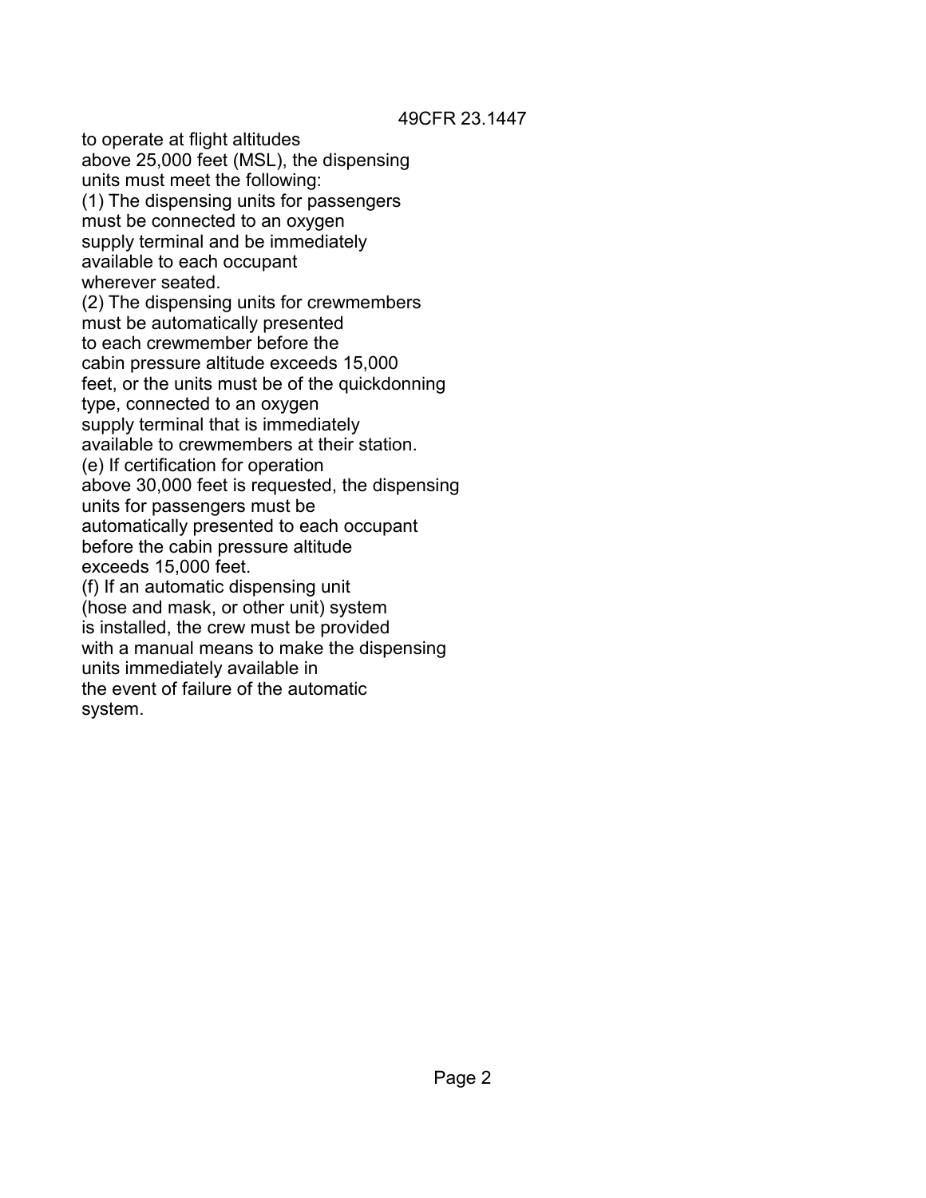to operate at flight altitudes above 25,000 feet (MSL), the dispensing units must meet the following:

(1) The dispensing units for passengers must be connected to an oxygen supply terminal and be immediately available to each occupant wherever seated.

(2) The dispensing units for crewmembers must be automatically presented to each crewmember before the cabin pressure altitude exceeds 15,000 feet, or the units must be of the quickdonning type, connected to an oxygen supply terminal that is immediately available to crewmembers at their station.

(e) If certification for operation above 30,000 feet is requested, the dispensing units for passengers must be automatically presented to each occupant before the cabin pressure altitude exceeds 15,000 feet.

(f) If an automatic dispensing unit (hose and mask, or other unit) system is installed, the crew must be provided with a manual means to make the dispensing units immediately available in the event of failure of the automatic system.